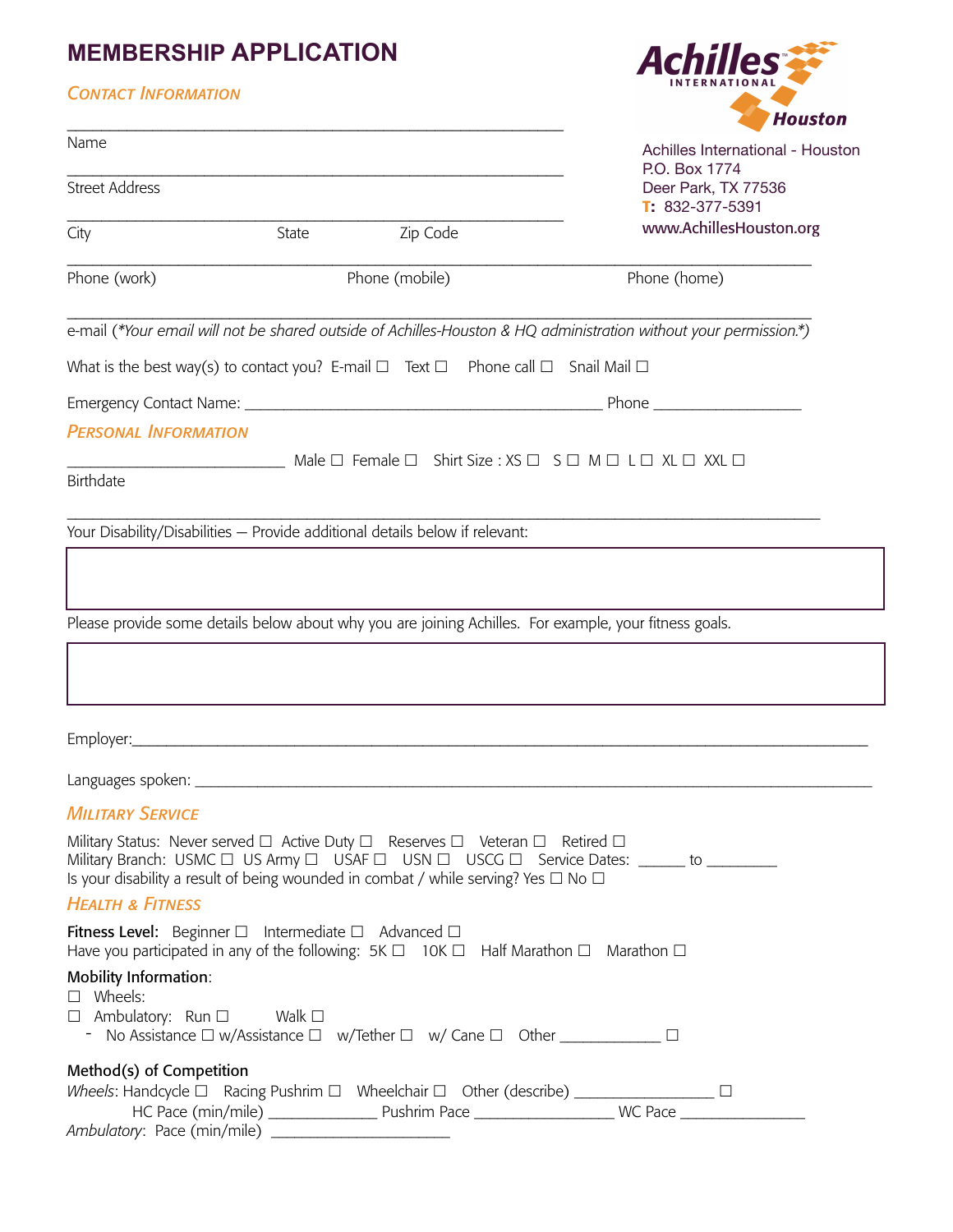# MEMBERSHIP APPLICATION

Achilles International - Houston
P.O. Box 1774
Deer Park, TX 77536
T: 832-377-5391
www.AchillesHouston.org

## Contact Information

______________________________
Name

______________________________
Street Address

______________________________
City State Zip Code

______________________________
Phone (work) Phone (mobile) Phone (home)

______________________________
e-mail (*Your email will not be shared outside of Achilles-Houston & HQ administration without your permission.*)

What is the best way(s) to contact you? E-mail ☐ Text ☐ Phone call ☐ Snail Mail ☐

Emergency Contact Name: ______________________________ Phone __________________

## Personal Information

__________________________ Male ☐ Female ☐ Shirt Size : XS ☐ S ☐ M ☐ L ☐ XL ☐ XXL ☐
Birthdate

______________________________
Your Disability/Disabilities — Provide additional details below if relevant:

Please provide some details below about why you are joining Achilles. For example, your fitness goals.

Employer:______________________________

Languages spoken: ______________________________

## Military Service

Military Status: Never served ☐ Active Duty ☐ Reserves ☐ Veteran ☐ Retired ☐
Military Branch: USMC ☐ US Army ☐ USAF ☐ USN ☐ USCG ☐ Service Dates: ______ to _________
Is your disability a result of being wounded in combat / while serving? Yes ☐ No ☐

## Health & Fitness

**Fitness Level:** Beginner ☐ Intermediate ☐ Advanced ☐
Have you participated in any of the following: 5K ☐ 10K ☐ Half Marathon ☐ Marathon ☐

**Mobility Information**:
☐ Wheels:
☐ Ambulatory: Run ☐ Walk ☐
- No Assistance ☐ w/Assistance ☐ w/Tether ☐ w/ Cane ☐ Other _____________ ☐

**Method(s) of Competition**
*Wheels*: Handcycle ☐ Racing Pushrim ☐ Wheelchair ☐ Other (describe) _________________ ☐
HC Pace (min/mile) _____________ Pushrim Pace _________________ WC Pace ________________
*Ambulatory*: Pace (min/mile) ______________________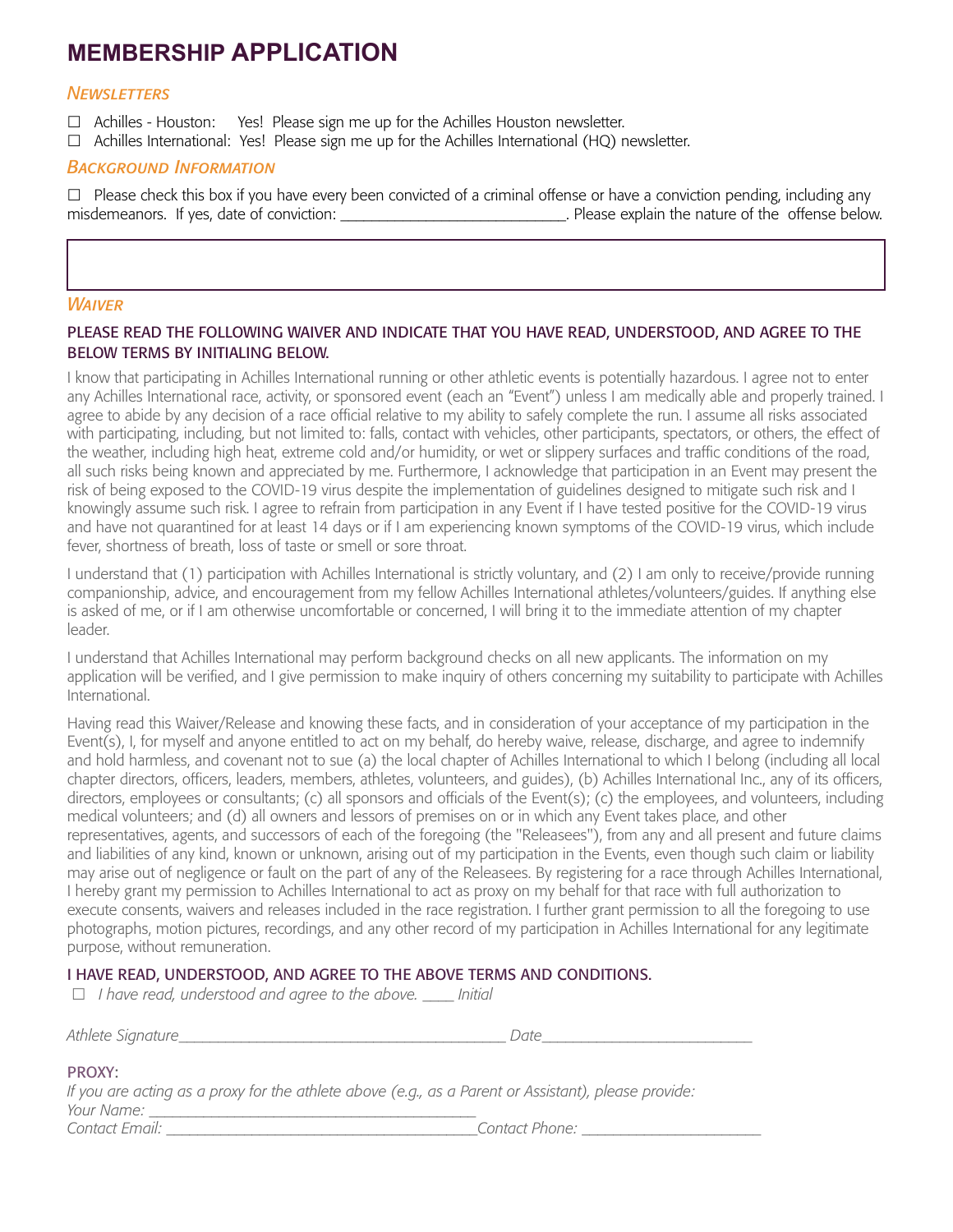# MEMBERSHIP APPLICATION

## *Newsletters*

☐ Achilles - Houston: Yes! Please sign me up for the Achilles Houston newsletter.

☐ Achilles International: Yes! Please sign me up for the Achilles International (HQ) newsletter.

## *Background Information*

☐ Please check this box if you have every been convicted of a criminal offense or have a conviction pending, including any misdemeanors. If yes, date of conviction: ____________________________. Please explain the nature of the offense below.

## *Waiver*

PLEASE READ THE FOLLOWING WAIVER AND INDICATE THAT YOU HAVE READ, UNDERSTOOD, AND AGREE TO THE BELOW TERMS BY INITIALING BELOW.

I know that participating in Achilles International running or other athletic events is potentially hazardous. I agree not to enter any Achilles International race, activity, or sponsored event (each an "Event") unless I am medically able and properly trained. I agree to abide by any decision of a race official relative to my ability to safely complete the run. I assume all risks associated with participating, including, but not limited to: falls, contact with vehicles, other participants, spectators, or others, the effect of the weather, including high heat, extreme cold and/or humidity, or wet or slippery surfaces and traffic conditions of the road, all such risks being known and appreciated by me. Furthermore, I acknowledge that participation in an Event may present the risk of being exposed to the COVID-19 virus despite the implementation of guidelines designed to mitigate such risk and I knowingly assume such risk. I agree to refrain from participation in any Event if I have tested positive for the COVID-19 virus and have not quarantined for at least 14 days or if I am experiencing known symptoms of the COVID-19 virus, which include fever, shortness of breath, loss of taste or smell or sore throat.

I understand that (1) participation with Achilles International is strictly voluntary, and (2) I am only to receive/provide running companionship, advice, and encouragement from my fellow Achilles International athletes/volunteers/guides. If anything else is asked of me, or if I am otherwise uncomfortable or concerned, I will bring it to the immediate attention of my chapter leader.

I understand that Achilles International may perform background checks on all new applicants. The information on my application will be verified, and I give permission to make inquiry of others concerning my suitability to participate with Achilles International.

Having read this Waiver/Release and knowing these facts, and in consideration of your acceptance of my participation in the Event(s), I, for myself and anyone entitled to act on my behalf, do hereby waive, release, discharge, and agree to indemnify and hold harmless, and covenant not to sue (a) the local chapter of Achilles International to which I belong (including all local chapter directors, officers, leaders, members, athletes, volunteers, and guides), (b) Achilles International Inc., any of its officers, directors, employees or consultants; (c) all sponsors and officials of the Event(s); (c) the employees, and volunteers, including medical volunteers; and (d) all owners and lessors of premises on or in which any Event takes place, and other representatives, agents, and successors of each of the foregoing (the "Releasees"), from any and all present and future claims and liabilities of any kind, known or unknown, arising out of my participation in the Events, even though such claim or liability may arise out of negligence or fault on the part of any of the Releasees. By registering for a race through Achilles International, I hereby grant my permission to Achilles International to act as proxy on my behalf for that race with full authorization to execute consents, waivers and releases included in the race registration. I further grant permission to all the foregoing to use photographs, motion pictures, recordings, and any other record of my participation in Achilles International for any legitimate purpose, without remuneration.

I HAVE READ, UNDERSTOOD, AND AGREE TO THE ABOVE TERMS AND CONDITIONS.

☐ *I have read, understood and agree to the above. ____ Initial*

*Athlete Signature________________________________________ Date__________________________*

PROXY:

*If you are acting as a proxy for the athlete above (e.g., as a Parent or Assistant), please provide:*

*Your Name: _________________________________________*

*Contact Email: ______________________________________Contact Phone: ______________________*